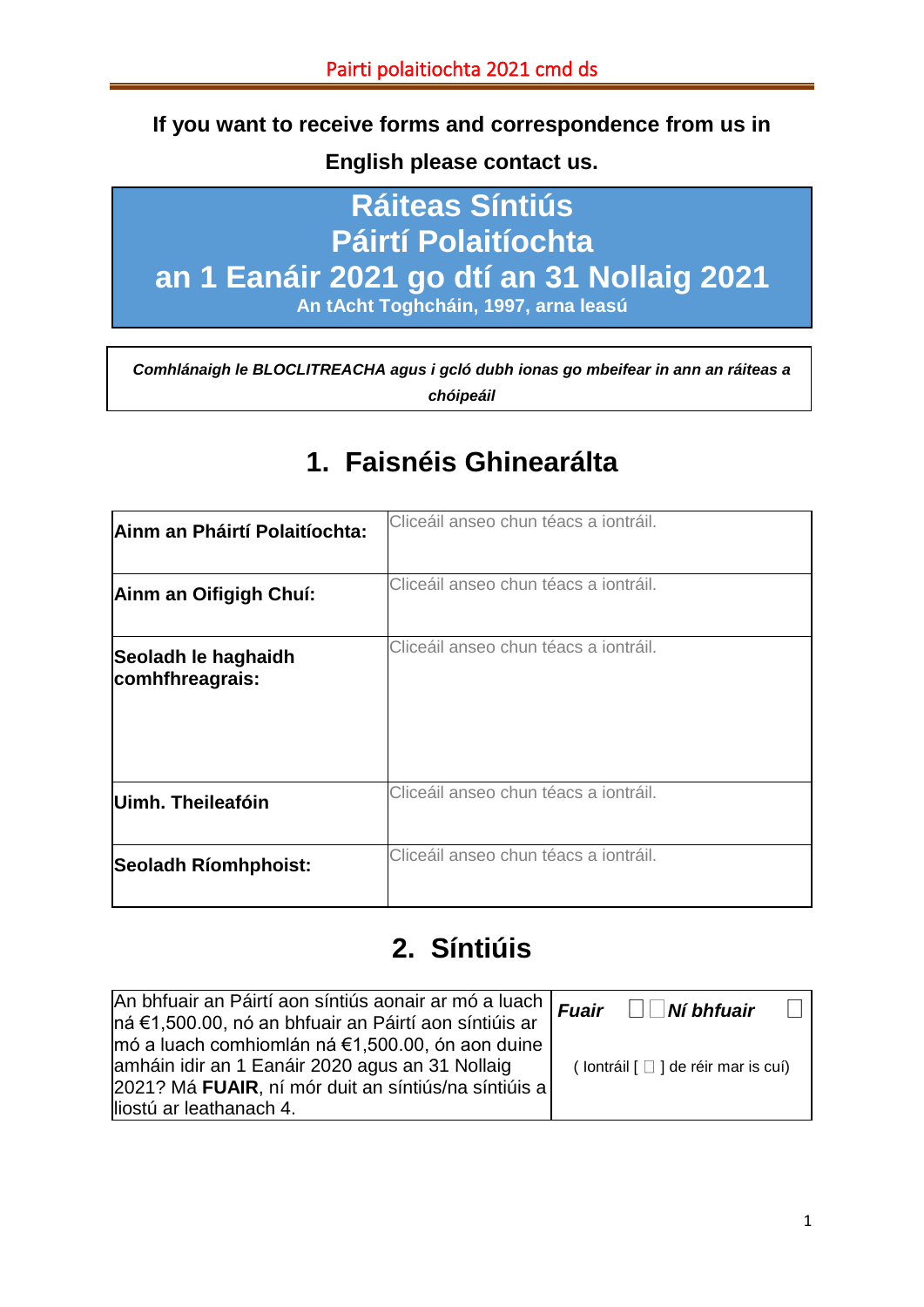**If you want to receive forms and correspondence from us in English please contact us.**

# Ráiteas Síntiús
# Páirtí Polaitíochta
# an 1 Eanáir 2021 go dtí an 31 Nollaig 2021

**An tAcht Toghcháin, 1997, arna leasú**

***Comhlánaigh le BLOCLITREACHA agus i gcló dubh ionas go mbeifear in ann an ráiteas a chóipeáil***

## 1. Faisnéis Ghinearálta

| | |
|---|---|
| **Ainm an Pháirtí Polaitíochta:** | Cliceáil anseo chun téacs a iontráil. |
| **Ainm an Oifigigh Chuí:** | Cliceáil anseo chun téacs a iontráil. |
| **Seoladh le haghaidh comhfhreagrais:** | Cliceáil anseo chun téacs a iontráil. |
| **Uimh. Theileafóin** | Cliceáil anseo chun téacs a iontráil. |
| **Seoladh Ríomhphoist:** | Cliceáil anseo chun téacs a iontráil. |

## 2. Síntiúis

| | |
|---|---|
| An bhfuair an Páirtí aon síntiús aonair ar mó a luach ná €1,500.00, nó an bhfuair an Páirtí aon síntiúis ar mó a luach comhiomlán ná €1,500.00, ón aon duine amháin idir an 1 Eanáir 2020 agus an 31 Nollaig 2021? Má **FUAIR**, ní mór duit an síntiús/na síntiúis a liostú ar leathanach 4. | ***Fuair*** ☐ ☐ ***Ní bhfuair*** ☐<br>( Iontráil [ ☐ ] de réir mar is cuí) |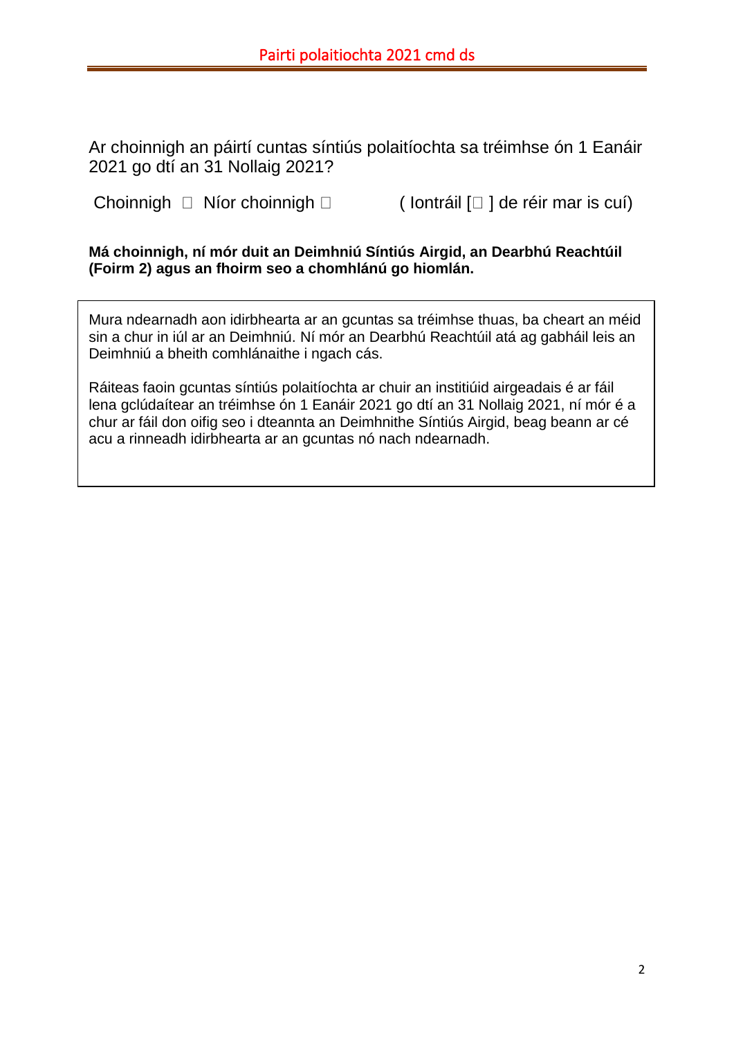Ar choinnigh an páirtí cuntas síntiús polaitíochta sa tréimhse ón 1 Eanáir 2021 go dtí an 31 Nollaig 2021?

Choinnigh ☐ Níor choinnigh ☐ ( Iontráil [☐ ] de réir mar is cuí)

**Má choinnigh, ní mór duit an Deimhniú Síntiús Airgid, an Dearbhú Reachtúil (Foirm 2) agus an fhoirm seo a chomhlánú go hiomlán.**

Mura ndearnadh aon idirbhearta ar an gcuntas sa tréimhse thuas, ba cheart an méid sin a chur in iúl ar an Deimhniú. Ní mór an Dearbhú Reachtúil atá ag gabháil leis an Deimhniú a bheith comhlánaithe i ngach cás.

Ráiteas faoin gcuntas síntiús polaitíochta ar chuir an institiúid airgeadais é ar fáil lena gclúdaítear an tréimhse ón 1 Eanáir 2021 go dtí an 31 Nollaig 2021, ní mór é a chur ar fáil don oifig seo i dteannta an Deimhnithe Síntiús Airgid, beag beann ar cé acu a rinneadh idirbhearta ar an gcuntas nó nach ndearnadh.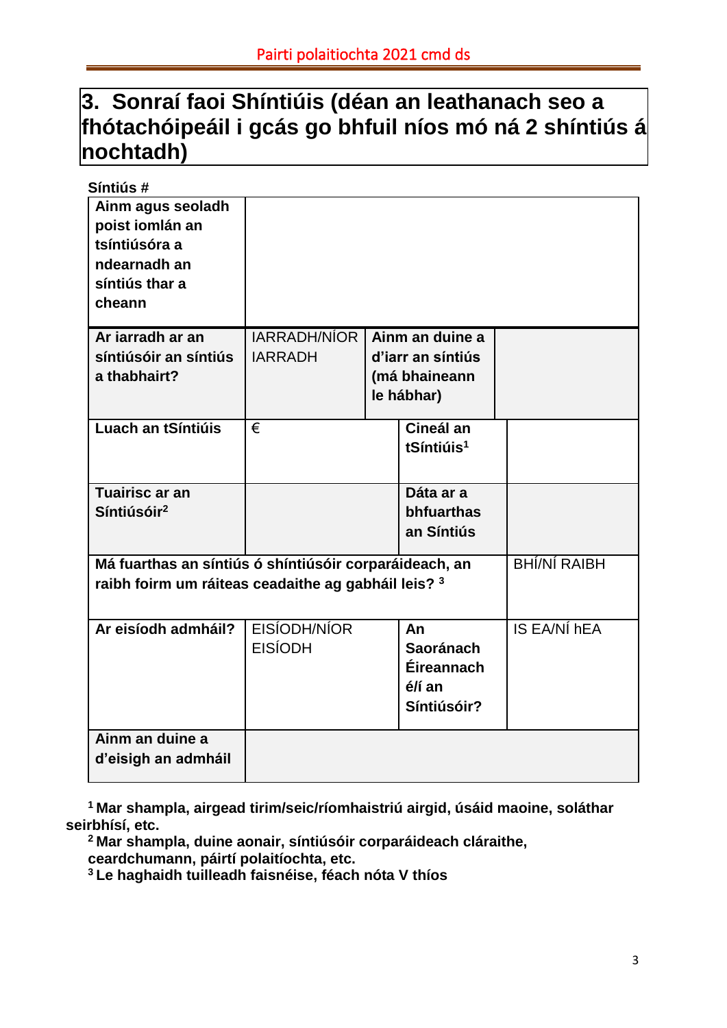# 3. Sonraí faoi Shíntiúis (déan an leathanach seo a fhótachóipeáil i gcás go bhfuil níos mó ná 2 shíntiús á nochtadh)

**Síntiús #**

| | | | |
|---|---|---|---|
| **Ainm agus seoladh poist iomlán an tsíntiúsóra a ndearnadh an síntiús thar a cheann** | | | |
| **Ar iarradh ar an síntiúsóir an síntiús a thabhairt?** | IARRADH/NÍOR IARRADH | **Ainm an duine a d'iarr an síntiús (má bhaineann le hábhar)** | |
| **Luach an tSíntiúis** | € | **Cineál an tSíntiúis**[1] | |
| **Tuairisc ar an Síntiúsóir**[2] | | **Dáta ar a bhfuarthas an Síntiús** | |
| **Má fuarthas an síntiús ó shíntiúsóir corparáideach, an raibh foirm um ráiteas ceadaithe ag gabháil leis?** [3] | | | BHÍ/NÍ RAIBH |
| **Ar eisíodh admháil?** | EISÍODH/NÍOR EISÍODH | **An Saoránach Éireannach é/í an Síntiúsóir?** | IS EA/NÍ hEA |
| **Ainm an duine a d'eisigh an admháil** | | | |

[1] **Mar shampla, airgead tirim/seic/ríomhaistriú airgid, úsáid maoine, soláthar seirbhísí, etc.**

[2] **Mar shampla, duine aonair, síntiúsóir corparáideach cláraithe, ceardchumann, páirtí polaitíochta, etc.**

[3] **Le haghaidh tuilleadh faisnéise, féach nóta V thíos**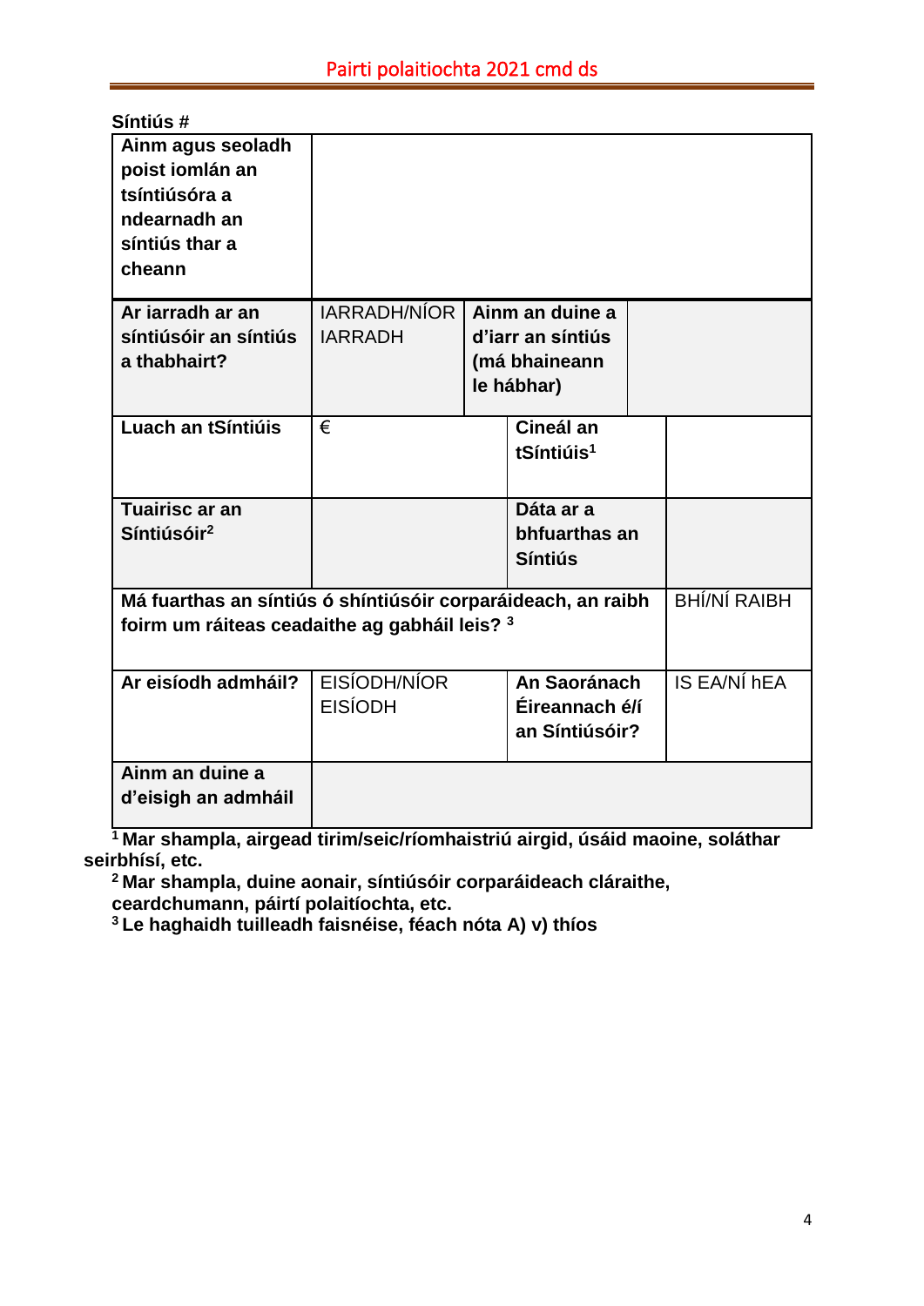**Síntiús #**

| | | | |
|---|---|---|---|
| **Ainm agus seoladh poist iomlán an tsíntiúsóra a ndearnadh an síntiús thar a cheann** | | | |
| **Ar iarradh ar an síntiúsóir an síntiús a thabhairt?** | IARRADH/NÍOR IARRADH | **Ainm an duine a d'iarr an síntiús (má bhaineann le hábhar)** | |
| **Luach an tSíntiúis** | € | **Cineál an tSíntiúis[1]** | |
| **Tuairisc ar an Síntiúsóir[2]** | | **Dáta ar a bhfuarthas an Síntiús** | |
| **Má fuarthas an síntiús ó shíntiúsóir corparáideach, an raibh foirm um ráiteas ceadaithe ag gabháil leis? [3]** | | | BHÍ/NÍ RAIBH |
| **Ar eisíodh admháil?** | EISÍODH/NÍOR EISÍODH | **An Saoránach Éireannach é/í an Síntiúsóir?** | IS EA/NÍ hEA |
| **Ainm an duine a d'eisigh an admháil** | | | |

**[1] Mar shampla, airgead tirim/seic/ríomhaistriú airgid, úsáid maoine, soláthar seirbhísí, etc.**

**[2] Mar shampla, duine aonair, síntiúsóir corparáideach cláraithe, ceardchumann, páirtí polaitíochta, etc.**

**[3] Le haghaidh tuilleadh faisnéise, féach nóta A) v) thíos**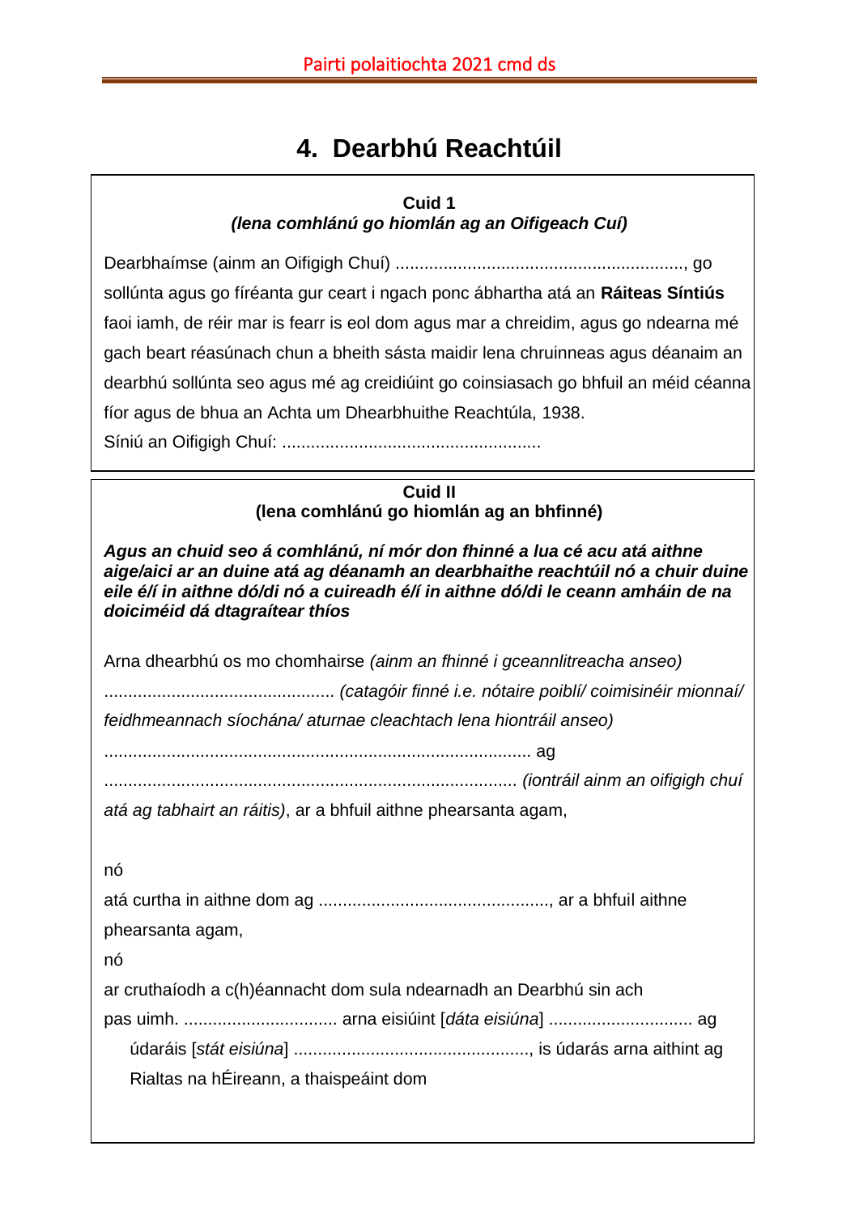# 4. Dearbhú Reachtúil

**Cuid 1**
***(Iena comhlánú go hiomlán ag an Oifigeach Cuí)***

Dearbhaímse (ainm an Oifigigh Chuí) ............................................................, go sollúnta agus go fíréanta gur ceart i ngach ponc ábhartha atá an **Ráiteas Síntiús** faoi iamh, de réir mar is fearr is eol dom agus mar a chreidim, agus go ndearna mé gach beart réasúnach chun a bheith sásta maidir lena chruinneas agus déanaim an dearbhú sollúnta seo agus mé ag creidiúint go coinsiasach go bhfuil an méid céanna fíor agus de bhua an Achta um Dhearbhuithe Reachtúla, 1938.

Síniú an Oifigigh Chuí: .....................................................

**Cuid II**
**(Iena comhlánú go hiomlán ag an bhfinné)**

***Agus an chuid seo á comhlánú, ní mór don fhinné a lua cé acu atá aithne aige/aici ar an duine atá ag déanamh an dearbhaithe reachtúil nó a chuir duine eile é/í in aithne dó/di nó a cuireadh é/í in aithne dó/di le ceann amháin de na doiciméid dá dtagraítear thíos***

Arna dhearbhú os mo chomhairse *(ainm an fhinné i gceannlitreacha anseo)*

............................................... *(catagóir finné i.e. nótaire poiblí/ coimisinéir mionnaí/ feidhmeannach síochána/ aturnae cleachtach lena hiontráil anseo)*

........................................................................................ ag

..................................................................................... *(iontráil ainm an oifigigh chuí atá ag tabhairt an ráitis)*, ar a bhfuil aithne phearsanta agam,

nó

atá curtha in aithne dom ag ................................................, ar a bhfuil aithne phearsanta agam,

nó

ar cruthaíodh a c(h)éannacht dom sula ndearnadh an Dearbhú sin ach pas uimh. ................................ arna eisiúint [*dáta eisiúna*] .............................. ag údaráis [*stát eisiúna*] ................................................., is údarás arna aithint ag Rialtas na hÉireann, a thaispeáint dom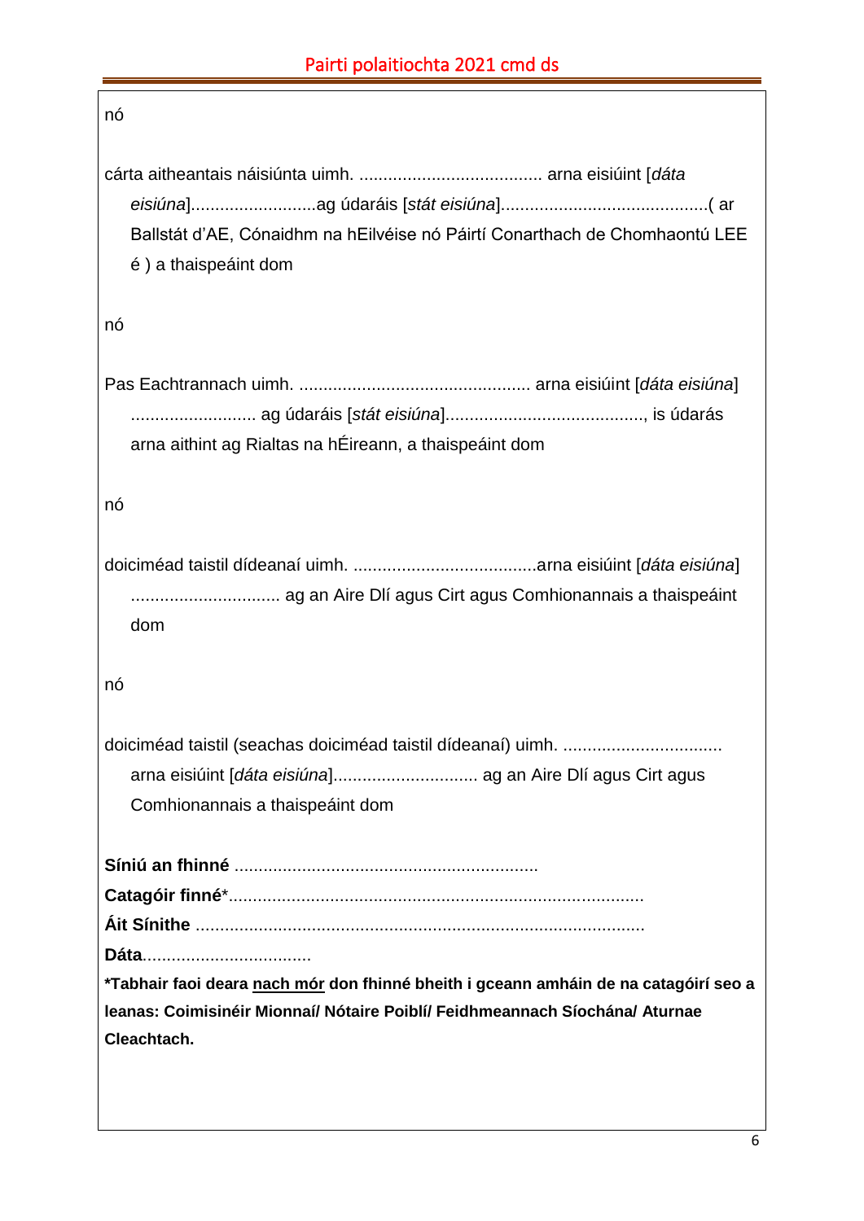nó

cárta aitheantais náisiúnta uimh. ...................................... arna eisiúint [*dáta eisiúna*]..........................ag údaráis [*stát eisiúna*]...........................................( ar Ballstát d'AE, Cónaidhm na hEilvéise nó Páirtí Conarthach de Chomhaontú LEE é ) a thaispeáint dom

nó

Pas Eachtrannach uimh. ................................................ arna eisiúint [*dáta eisiúna*] .......................... ag údaráis [*stát eisiúna*]........................................., is údarás arna aithint ag Rialtas na hÉireann, a thaispeáint dom

nó

doiciméad taistil dídeanaí uimh. ......................................arna eisiúint [*dáta eisiúna*] ............................... ag an Aire Dlí agus Cirt agus Comhionannais a thaispeáint dom

nó

doiciméad taistil (seachas doiciméad taistil dídeanaí) uimh. ................................. arna eisiúint [*dáta eisiúna*].............................. ag an Aire Dlí agus Cirt agus Comhionannais a thaispeáint dom

**Síniú an fhinné** ..............................................................

**Catagóir finné***.....................................................................................

**Áit Sínithe** ...........................................................................................

**Dáta**...................................

**\*Tabhair faoi deara <u>nach mór</u> don fhinné bheith i gceann amháin de na catagóirí seo a leanas: Coimisinéir Mionnaí/ Nótaire Poiblí/ Feidhmeannach Síochána/ Aturnae Cleachtach.**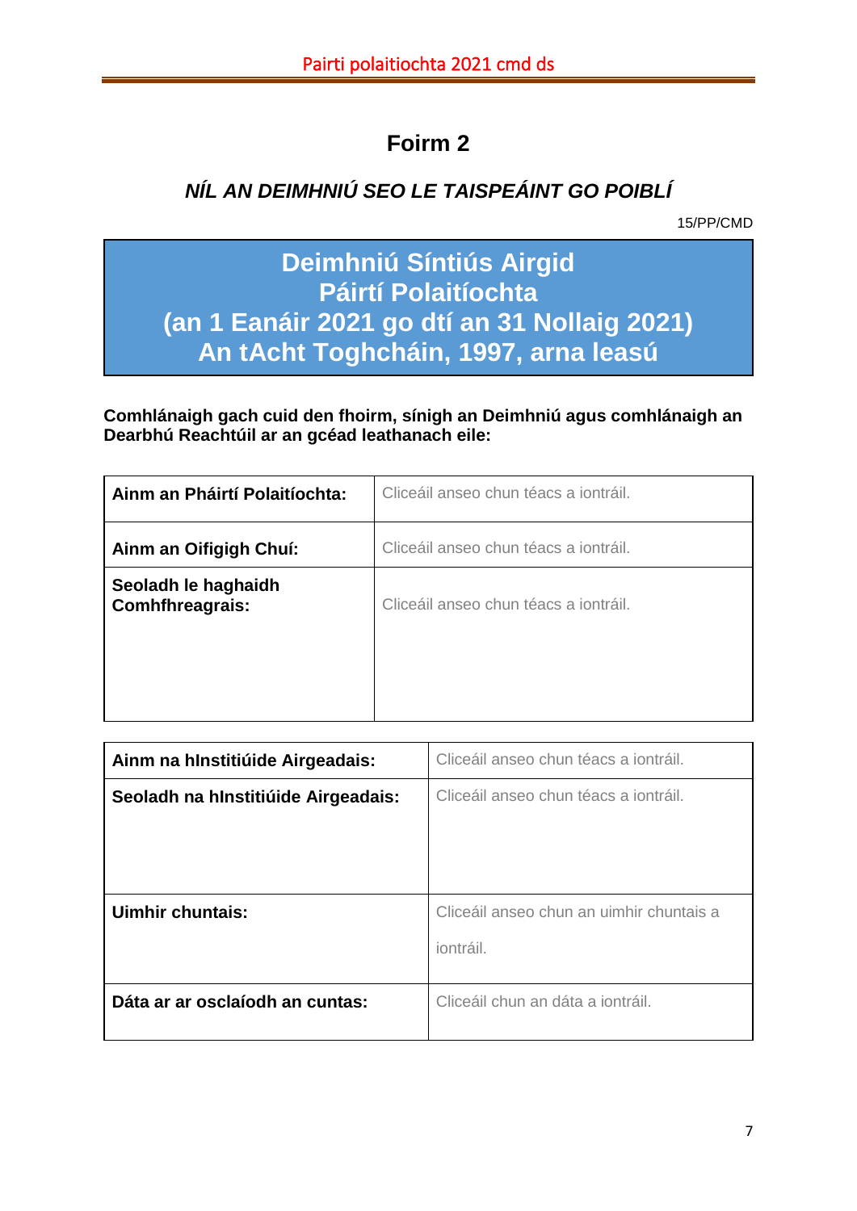# Foirm 2

## *NÍL AN DEIMHNIÚ SEO LE TAISPEÁINT GO POIBLÍ*

15/PP/CMD

## Deimhniú Síntiús Airgid Páirtí Polaitíochta (an 1 Eanáir 2021 go dtí an 31 Nollaig 2021) An tAcht Toghcháin, 1997, arna leasú

**Comhlánaigh gach cuid den fhoirm, sínigh an Deimhniú agus comhlánaigh an Dearbhú Reachtúil ar an gcéad leathanach eile:**

| | |
|---|---|
| **Ainm an Pháirtí Polaitíochta:** | Cliceáil anseo chun téacs a iontráil. |
| **Ainm an Oifigigh Chuí:** | Cliceáil anseo chun téacs a iontráil. |
| **Seoladh le haghaidh Comhfhreagrais:** | Cliceáil anseo chun téacs a iontráil. |

| | |
|---|---|
| **Ainm na hInstitiúide Airgeadais:** | Cliceáil anseo chun téacs a iontráil. |
| **Seoladh na hInstitiúide Airgeadais:** | Cliceáil anseo chun téacs a iontráil. |
| **Uimhir chuntais:** | Cliceáil anseo chun an uimhir chuntais a iontráil. |
| **Dáta ar ar osclaíodh an cuntas:** | Cliceáil chun an dáta a iontráil. |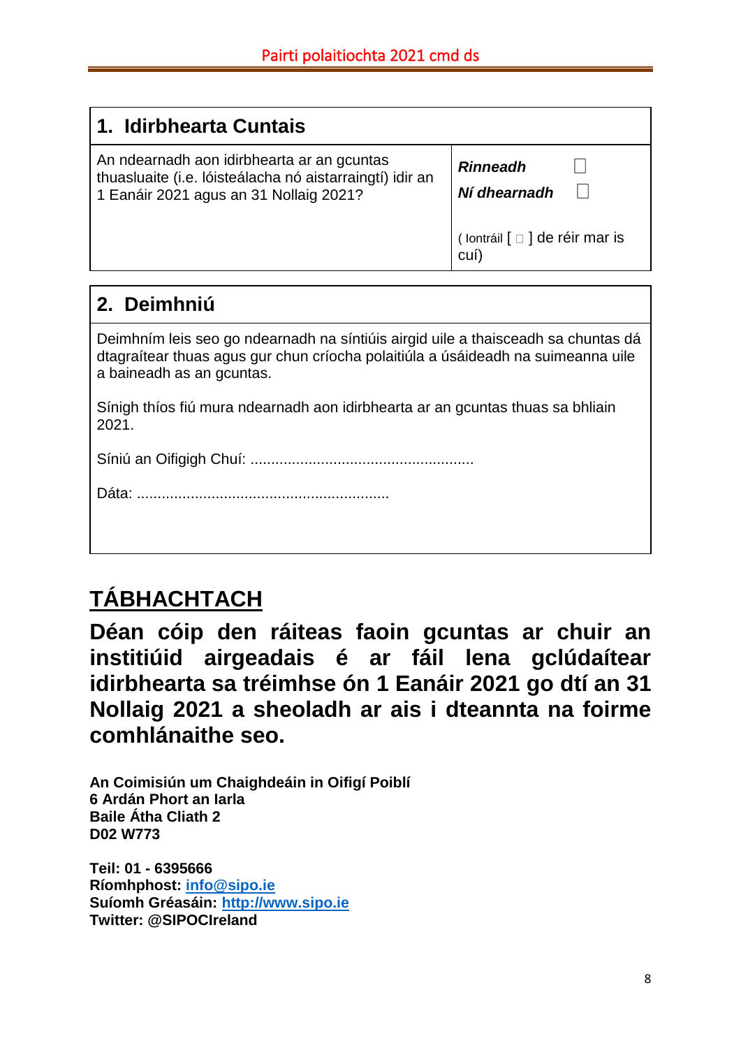## 1. Idirbhearta Cuntais

| An ndearnadh aon idirbhearta ar an gcuntas thuasluaite (i.e. lóisteálacha nó aistarraingtí) idir an 1 Eanáir 2021 agus an 31 Nollaig 2021? | ***Rinneadh*** ☐<br>***Ní dhearnadh*** ☐<br><br>( Iontráil [ ☐ ] de réir mar is cuí) |
|---|---|

## 2. Deimhniú

Deimhním leis seo go ndearnadh na síntiúis airgid uile a thaisceadh sa chuntas dá dtagraítear thuas agus gur chun críocha polaitiúla a úsáideadh na suimeanna uile a baineadh as an gcuntas.

Sínigh thíos fiú mura ndearnadh aon idirbhearta ar an gcuntas thuas sa bhliain 2021.

Síniú an Oifigigh Chuí: .....................................................

Dáta: ............................................................

# TÁBHACHTACH

**Déan cóip den ráiteas faoin gcuntas ar chuir an institiúid airgeadais é ar fáil lena gclúdaítear idirbhearta sa tréimhse ón 1 Eanáir 2021 go dtí an 31 Nollaig 2021 a sheoladh ar ais i dteannta na foirme comhlánaithe seo.**

**An Coimisiún um Chaighdeáin in Oifigí Poiblí**
**6 Ardán Phort an Iarla**
**Baile Átha Cliath 2**
**D02 W773**

**Teil: 01 - 6395666**
**Ríomhphost: [info@sipo.ie](mailto:info@sipo.ie)**
**Suíomh Gréasáin: [http://www.sipo.ie](http://www.sipo.ie)**
**Twitter: @SIPOCIreland**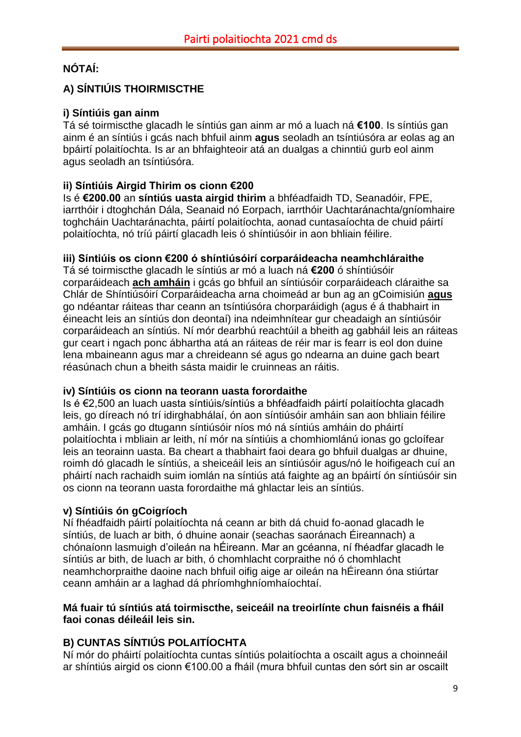## NÓTAÍ:

### A) SÍNTIÚIS THOIRMISCTHE

#### i) Síntiúis gan ainm

Tá sé toirmiscthe glacadh le síntiús gan ainm ar mó a luach ná **€100**. Is síntiús gan ainm é an síntiús i gcás nach bhfuil ainm **agus** seoladh an tsíntiúsóra ar eolas ag an bpáirtí polaitíochta. Is ar an bhfaighteoir atá an dualgas a chinntiú gurb eol ainm agus seoladh an tsíntiúsóra.

#### ii) Síntiúis Airgid Thirim os cionn €200

Is é **€200.00** an **síntiús uasta airgid thirim** a bhféadfaidh TD, Seanadóir, FPE, iarrthóir i dtoghchán Dála, Seanaid nó Eorpach, iarrthóir Uachtaránachta/gníomhaire toghcháin Uachtaránachta, páirtí polaitíochta, aonad cuntasaíochta de chuid páirtí polaitíochta, nó tríú páirtí glacadh leis ó shíntiúsóir in aon bhliain féilire.

#### iii) Síntiúis os cionn €200 ó shíntiúsóirí corparáideacha neamhchláraithe

Tá sé toirmiscthe glacadh le síntiús ar mó a luach ná **€200** ó shíntiúsóir corparáideach **ach amháin** i gcás go bhfuil an síntiúsóir corparáideach cláraithe sa Chlár de Shíntiúsóirí Corparáideacha arna choimeád ar bun ag an gCoimisiún **agus** go ndéantar ráiteas thar ceann an tsíntiúsóra chorparáidigh (agus é á thabhairt in éineacht leis an síntiús don deontaí) ina ndeimhnítear gur cheadaigh an síntiúsóir corparáideach an síntiús. Ní mór dearbhú reachtúil a bheith ag gabháil leis an ráiteas gur ceart i ngach ponc ábhartha atá an ráiteas de réir mar is fearr is eol don duine lena mbaineann agus mar a chreideann sé agus go ndearna an duine gach beart réasúnach chun a bheith sásta maidir le cruinneas an ráitis.

#### iv) Síntiúis os cionn na teorann uasta forordaithe

Is é €2,500 an luach uasta síntiúis/síntiús a bhféadfaidh páirtí polaitíochta glacadh leis, go díreach nó trí idirghabhálaí, ón aon síntiúsóir amháin san aon bhliain féilire amháin. I gcás go dtugann síntiúsóir níos mó ná síntiús amháin do pháirtí polaitíochta i mbliain ar leith, ní mór na síntiúis a chomhiomlánú ionas go gcloífear leis an teorainn uasta. Ba cheart a thabhairt faoi deara go bhfuil dualgas ar dhuine, roimh dó glacadh le síntiús, a sheiceáil leis an síntiúsóir agus/nó le hoifigeach cuí an pháirtí nach rachaidh suim iomlán na síntiús atá faighte ag an bpáirtí ón síntiúsóir sin os cionn na teorann uasta forordaithe má ghlactar leis an síntiús.

#### v) Síntiúis ón gCoigríoch

Ní fhéadfaidh páirtí polaitíochta ná ceann ar bith dá chuid fo-aonad glacadh le síntiús, de luach ar bith, ó dhuine aonair (seachas saoránach Éireannach) a chónaíonn lasmuigh d'oileán na hÉireann. Mar an gcéanna, ní fhéadfar glacadh le síntiús ar bith, de luach ar bith, ó chomhlacht corpraithe nó ó chomhlacht neamhchorpraithe daoine nach bhfuil oifig aige ar oileán na hÉireann óna stiúrtar ceann amháin ar a laghad dá phríomhghníomhaíochtaí.

**Má fuair tú síntiús atá toirmiscthe, seiceáil na treoirlínte chun faisnéis a fháil faoi conas déileáil leis sin.**

### B) CUNTAS SÍNTIÚS POLAITÍOCHTA

Ní mór do pháirtí polaitíochta cuntas síntiús polaitíochta a oscailt agus a choinneáil ar shíntiús airgid os cionn €100.00 a fháil (mura bhfuil cuntas den sórt sin ar oscailt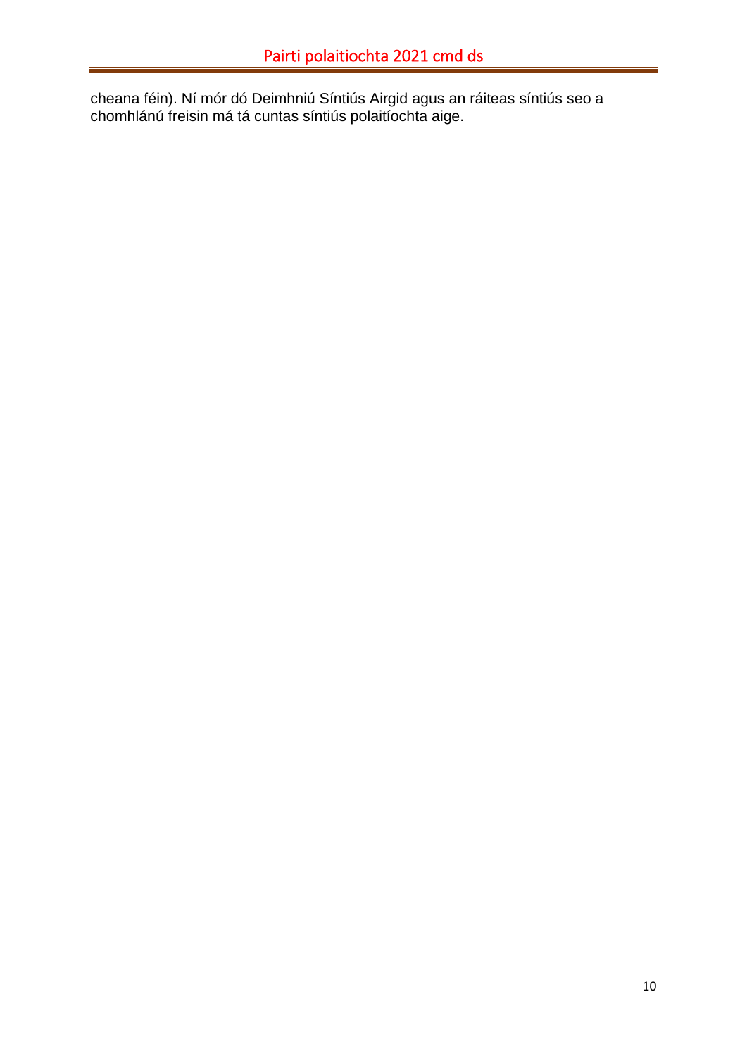cheana féin). Ní mór dó Deimhniú Síntiús Airgid agus an ráiteas síntiús seo a chomhlánú freisin má tá cuntas síntiús polaitíochta aige.